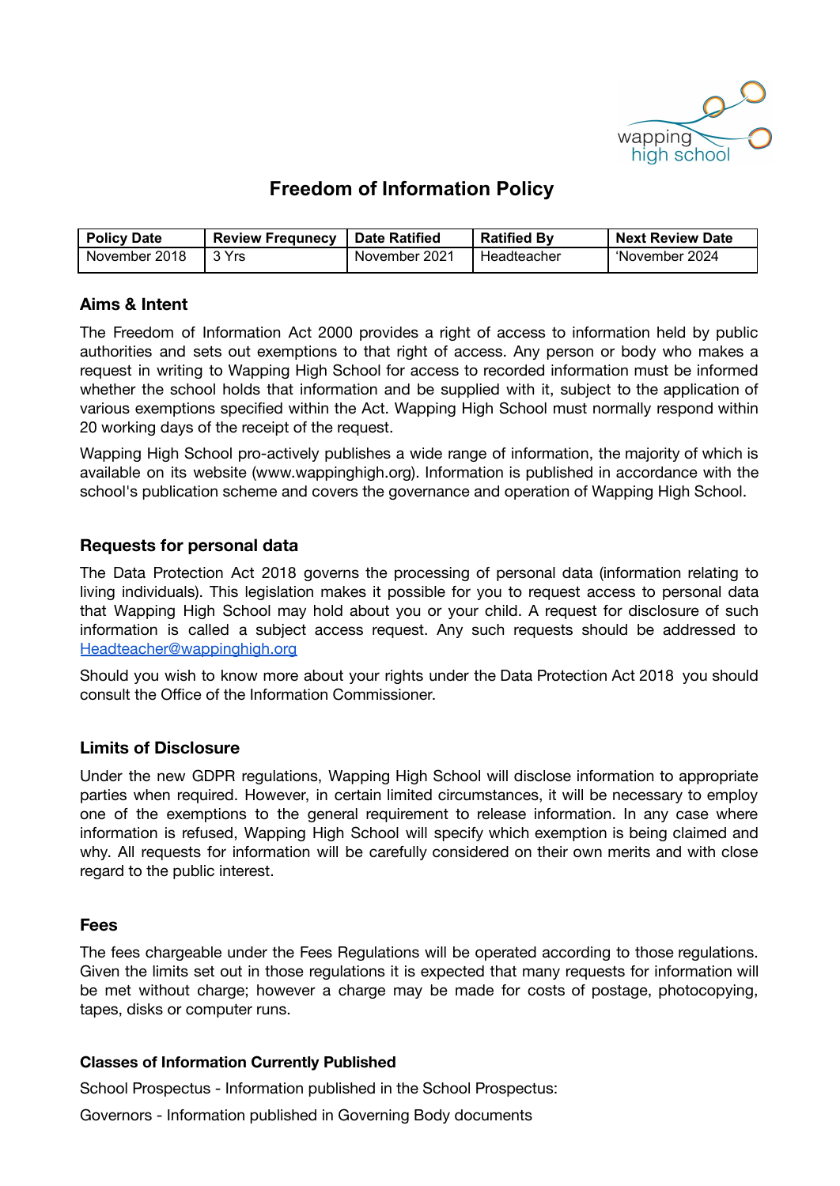# Freedom of Information Policy

| Policy Date | Review Frequnecy | Date Ratified | Ratified By | Next Review Date |
|---|---|---|---|---|
| November 2018 | 3 Yrs | November 2021 | Headteacher | 'November 2024 |

## Aims & Intent

The Freedom of Information Act 2000 provides a right of access to information held by public authorities and sets out exemptions to that right of access. Any person or body who makes a request in writing to Wapping High School for access to recorded information must be informed whether the school holds that information and be supplied with it, subject to the application of various exemptions specified within the Act. Wapping High School must normally respond within 20 working days of the receipt of the request.

Wapping High School pro-actively publishes a wide range of information, the majority of which is available on its website (www.wappinghigh.org). Information is published in accordance with the school's publication scheme and covers the governance and operation of Wapping High School.

## Requests for personal data

The Data Protection Act 2018 governs the processing of personal data (information relating to living individuals). This legislation makes it possible for you to request access to personal data that Wapping High School may hold about you or your child. A request for disclosure of such information is called a subject access request. Any such requests should be addressed to Headteacher@wappinghigh.org

Should you wish to know more about your rights under the Data Protection Act 2018 you should consult the Office of the Information Commissioner.

## Limits of Disclosure

Under the new GDPR regulations, Wapping High School will disclose information to appropriate parties when required. However, in certain limited circumstances, it will be necessary to employ one of the exemptions to the general requirement to release information. In any case where information is refused, Wapping High School will specify which exemption is being claimed and why. All requests for information will be carefully considered on their own merits and with close regard to the public interest.

## Fees

The fees chargeable under the Fees Regulations will be operated according to those regulations. Given the limits set out in those regulations it is expected that many requests for information will be met without charge; however a charge may be made for costs of postage, photocopying, tapes, disks or computer runs.

### Classes of Information Currently Published

School Prospectus - Information published in the School Prospectus:

Governors - Information published in Governing Body documents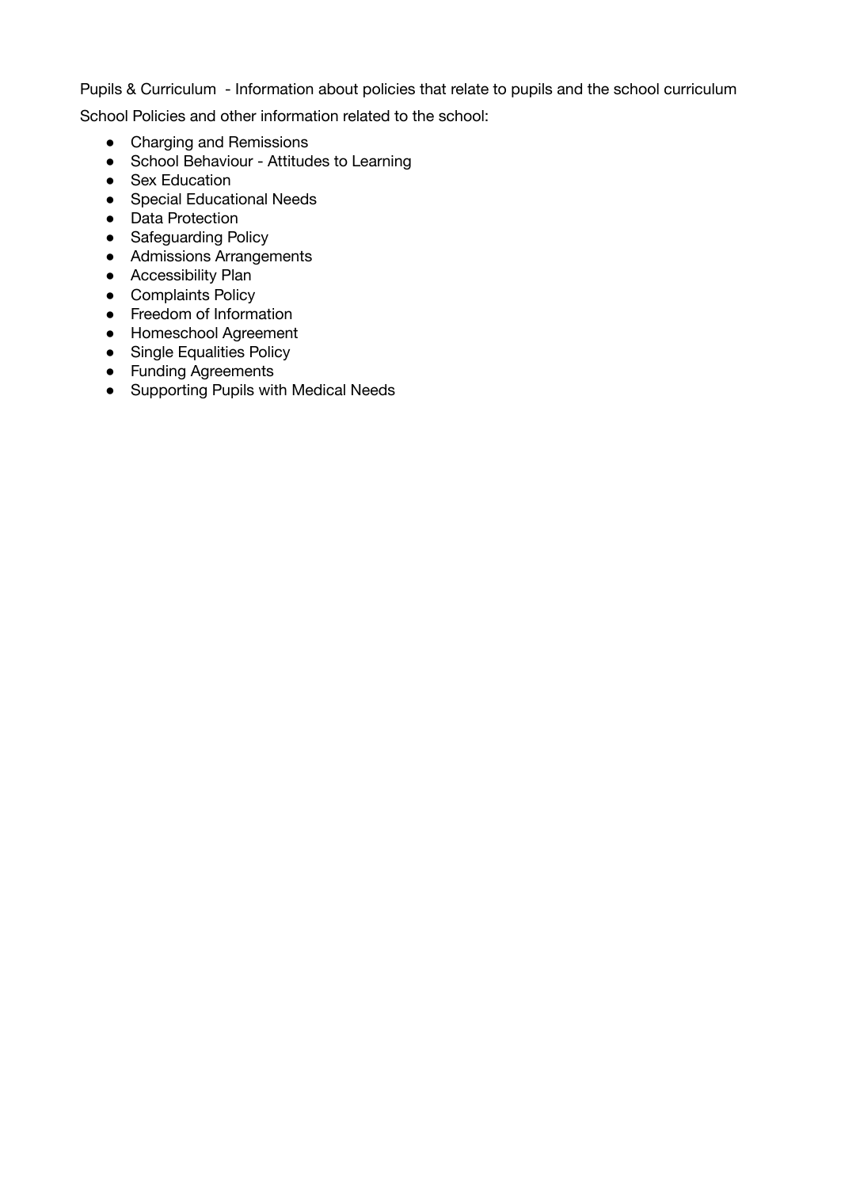Pupils & Curriculum - Information about policies that relate to pupils and the school curriculum

School Policies and other information related to the school:

- Charging and Remissions
- School Behaviour - Attitudes to Learning
- Sex Education
- Special Educational Needs
- Data Protection
- Safeguarding Policy
- Admissions Arrangements
- Accessibility Plan
- Complaints Policy
- Freedom of Information
- Homeschool Agreement
- Single Equalities Policy
- Funding Agreements
- Supporting Pupils with Medical Needs